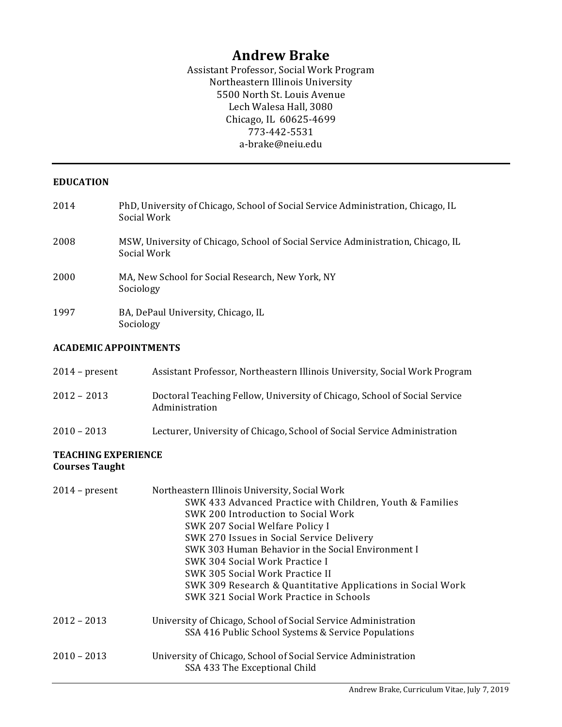# Andrew Brake

Assistant Professor, Social Work Program
Northeastern Illinois University
5500 North St. Louis Avenue
Lech Walesa Hall, 3080
Chicago, IL 60625-4699
773-442-5531
a-brake@neiu.edu

---

## EDUCATION

| | |
|---|---|
| 2014 | PhD, University of Chicago, School of Social Service Administration, Chicago, IL<br>Social Work |
| 2008 | MSW, University of Chicago, School of Social Service Administration, Chicago, IL<br>Social Work |
| 2000 | MA, New School for Social Research, New York, NY<br>Sociology |
| 1997 | BA, DePaul University, Chicago, IL<br>Sociology |

## ACADEMIC APPOINTMENTS

| | |
|---|---|
| 2014 – present | Assistant Professor, Northeastern Illinois University, Social Work Program |
| 2012 – 2013 | Doctoral Teaching Fellow, University of Chicago, School of Social Service Administration |
| 2010 – 2013 | Lecturer, University of Chicago, School of Social Service Administration |

## TEACHING EXPERIENCE

### Courses Taught

**2014 – present** Northeastern Illinois University, Social Work

- SWK 433 Advanced Practice with Children, Youth & Families
- SWK 200 Introduction to Social Work
- SWK 207 Social Welfare Policy I
- SWK 270 Issues in Social Service Delivery
- SWK 303 Human Behavior in the Social Environment I
- SWK 304 Social Work Practice I
- SWK 305 Social Work Practice II
- SWK 309 Research & Quantitative Applications in Social Work
- SWK 321 Social Work Practice in Schools

**2012 – 2013** University of Chicago, School of Social Service Administration

- SSA 416 Public School Systems & Service Populations

**2010 – 2013** University of Chicago, School of Social Service Administration

- SSA 433 The Exceptional Child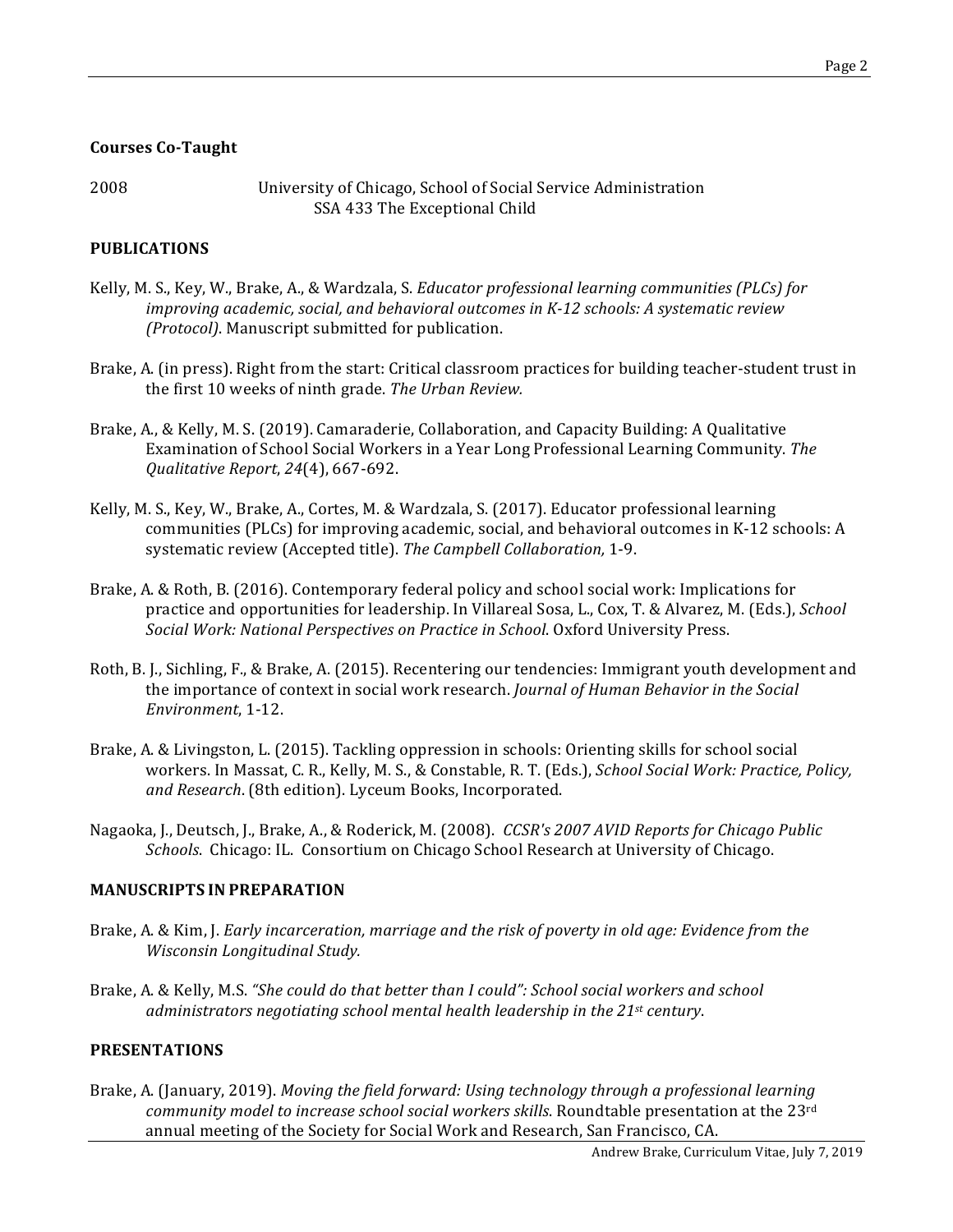**Courses Co-Taught**

2008 University of Chicago, School of Social Service Administration
SSA 433 The Exceptional Child

## PUBLICATIONS

Kelly, M. S., Key, W., Brake, A., & Wardzala, S. *Educator professional learning communities (PLCs) for improving academic, social, and behavioral outcomes in K-12 schools: A systematic review (Protocol)*. Manuscript submitted for publication.

Brake, A. (in press). Right from the start: Critical classroom practices for building teacher-student trust in the first 10 weeks of ninth grade. *The Urban Review.*

Brake, A., & Kelly, M. S. (2019). Camaraderie, Collaboration, and Capacity Building: A Qualitative Examination of School Social Workers in a Year Long Professional Learning Community. *The Qualitative Report*, *24*(4), 667-692.

Kelly, M. S., Key, W., Brake, A., Cortes, M. & Wardzala, S. (2017). Educator professional learning communities (PLCs) for improving academic, social, and behavioral outcomes in K-12 schools: A systematic review (Accepted title). *The Campbell Collaboration,* 1-9.

Brake, A. & Roth, B. (2016). Contemporary federal policy and school social work: Implications for practice and opportunities for leadership. In Villareal Sosa, L., Cox, T. & Alvarez, M. (Eds.), *School Social Work: National Perspectives on Practice in School*. Oxford University Press.

Roth, B. J., Sichling, F., & Brake, A. (2015). Recentering our tendencies: Immigrant youth development and the importance of context in social work research. *Journal of Human Behavior in the Social Environment*, 1-12.

Brake, A. & Livingston, L. (2015). Tackling oppression in schools: Orienting skills for school social workers. In Massat, C. R., Kelly, M. S., & Constable, R. T. (Eds.), *School Social Work: Practice, Policy, and Research*. (8th edition). Lyceum Books, Incorporated.

Nagaoka, J., Deutsch, J., Brake, A., & Roderick, M. (2008). *CCSR's 2007 AVID Reports for Chicago Public Schools*. Chicago: IL. Consortium on Chicago School Research at University of Chicago.

## MANUSCRIPTS IN PREPARATION

Brake, A. & Kim, J. *Early incarceration, marriage and the risk of poverty in old age: Evidence from the Wisconsin Longitudinal Study.*

Brake, A. & Kelly, M.S. *"She could do that better than I could": School social workers and school administrators negotiating school mental health leadership in the 21st century*.

## PRESENTATIONS

Brake, A. (January, 2019). *Moving the field forward: Using technology through a professional learning community model to increase school social workers skills*. Roundtable presentation at the 23rd annual meeting of the Society for Social Work and Research, San Francisco, CA.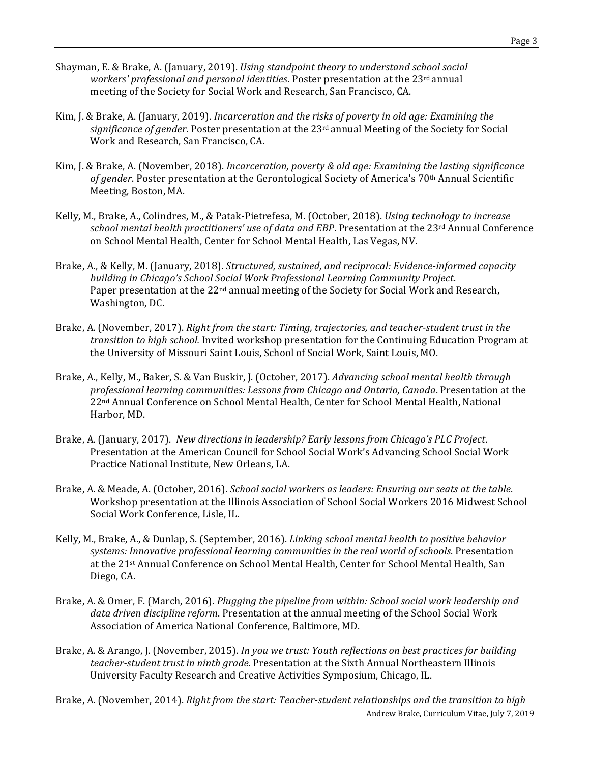Shayman, E. & Brake, A. (January, 2019). *Using standpoint theory to understand school social workers' professional and personal identities*. Poster presentation at the 23rd annual meeting of the Society for Social Work and Research, San Francisco, CA.

Kim, J. & Brake, A. (January, 2019). *Incarceration and the risks of poverty in old age: Examining the significance of gender*. Poster presentation at the 23rd annual Meeting of the Society for Social Work and Research, San Francisco, CA.

Kim, J. & Brake, A. (November, 2018). *Incarceration, poverty & old age: Examining the lasting significance of gender*. Poster presentation at the Gerontological Society of America's 70th Annual Scientific Meeting, Boston, MA.

Kelly, M., Brake, A., Colindres, M., & Patak-Pietrefesa, M. (October, 2018). *Using technology to increase school mental health practitioners' use of data and EBP*. Presentation at the 23rd Annual Conference on School Mental Health, Center for School Mental Health, Las Vegas, NV.

Brake, A., & Kelly, M. (January, 2018). *Structured, sustained, and reciprocal: Evidence-informed capacity building in Chicago's School Social Work Professional Learning Community Project*. Paper presentation at the 22nd annual meeting of the Society for Social Work and Research, Washington, DC.

Brake, A. (November, 2017). *Right from the start: Timing, trajectories, and teacher-student trust in the transition to high school.* Invited workshop presentation for the Continuing Education Program at the University of Missouri Saint Louis, School of Social Work, Saint Louis, MO.

Brake, A., Kelly, M., Baker, S. & Van Buskir, J. (October, 2017). *Advancing school mental health through professional learning communities: Lessons from Chicago and Ontario, Canada*. Presentation at the 22nd Annual Conference on School Mental Health, Center for School Mental Health, National Harbor, MD.

Brake, A. (January, 2017). *New directions in leadership? Early lessons from Chicago's PLC Project*. Presentation at the American Council for School Social Work's Advancing School Social Work Practice National Institute, New Orleans, LA.

Brake, A. & Meade, A. (October, 2016). *School social workers as leaders: Ensuring our seats at the table*. Workshop presentation at the Illinois Association of School Social Workers 2016 Midwest School Social Work Conference, Lisle, IL.

Kelly, M., Brake, A., & Dunlap, S. (September, 2016). *Linking school mental health to positive behavior systems: Innovative professional learning communities in the real world of schools*. Presentation at the 21st Annual Conference on School Mental Health, Center for School Mental Health, San Diego, CA.

Brake, A. & Omer, F. (March, 2016). *Plugging the pipeline from within: School social work leadership and data driven discipline reform*. Presentation at the annual meeting of the School Social Work Association of America National Conference, Baltimore, MD.

Brake, A. & Arango, J. (November, 2015). *In you we trust: Youth reflections on best practices for building teacher-student trust in ninth grade.* Presentation at the Sixth Annual Northeastern Illinois University Faculty Research and Creative Activities Symposium, Chicago, IL.

Brake, A. (November, 2014). *Right from the start: Teacher-student relationships and the transition to high*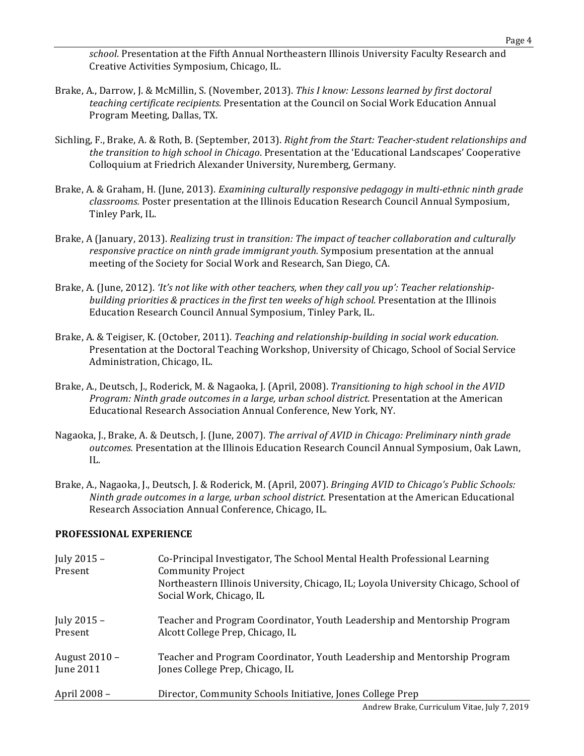*school*. Presentation at the Fifth Annual Northeastern Illinois University Faculty Research and Creative Activities Symposium, Chicago, IL.

Brake, A., Darrow, J. & McMillin, S. (November, 2013). *This I know: Lessons learned by first doctoral teaching certificate recipients*. Presentation at the Council on Social Work Education Annual Program Meeting, Dallas, TX.

Sichling, F., Brake, A. & Roth, B. (September, 2013). *Right from the Start: Teacher-student relationships and the transition to high school in Chicago*. Presentation at the 'Educational Landscapes' Cooperative Colloquium at Friedrich Alexander University, Nuremberg, Germany.

Brake, A. & Graham, H. (June, 2013). *Examining culturally responsive pedagogy in multi-ethnic ninth grade classrooms.* Poster presentation at the Illinois Education Research Council Annual Symposium, Tinley Park, IL.

Brake, A (January, 2013). *Realizing trust in transition: The impact of teacher collaboration and culturally responsive practice on ninth grade immigrant youth.* Symposium presentation at the annual meeting of the Society for Social Work and Research, San Diego, CA.

Brake, A. (June, 2012). *'It's not like with other teachers, when they call you up': Teacher relationship-building priorities & practices in the first ten weeks of high school.* Presentation at the Illinois Education Research Council Annual Symposium, Tinley Park, IL.

Brake, A. & Teigiser, K. (October, 2011). *Teaching and relationship-building in social work education.* Presentation at the Doctoral Teaching Workshop, University of Chicago, School of Social Service Administration, Chicago, IL.

Brake, A., Deutsch, J., Roderick, M. & Nagaoka, J. (April, 2008). *Transitioning to high school in the AVID Program: Ninth grade outcomes in a large, urban school district.* Presentation at the American Educational Research Association Annual Conference, New York, NY.

Nagaoka, J., Brake, A. & Deutsch, J. (June, 2007). *The arrival of AVID in Chicago: Preliminary ninth grade outcomes.* Presentation at the Illinois Education Research Council Annual Symposium, Oak Lawn, IL.

Brake, A., Nagaoka, J., Deutsch, J. & Roderick, M. (April, 2007). *Bringing AVID to Chicago's Public Schools: Ninth grade outcomes in a large, urban school district.* Presentation at the American Educational Research Association Annual Conference, Chicago, IL.

## PROFESSIONAL EXPERIENCE

| | |
|---|---|
| July 2015 – Present | Co-Principal Investigator, The School Mental Health Professional Learning Community Project<br>Northeastern Illinois University, Chicago, IL; Loyola University Chicago, School of Social Work, Chicago, IL |
| July 2015 – Present | Teacher and Program Coordinator, Youth Leadership and Mentorship Program<br>Alcott College Prep, Chicago, IL |
| August 2010 – June 2011 | Teacher and Program Coordinator, Youth Leadership and Mentorship Program<br>Jones College Prep, Chicago, IL |
| April 2008 – | Director, Community Schools Initiative, Jones College Prep |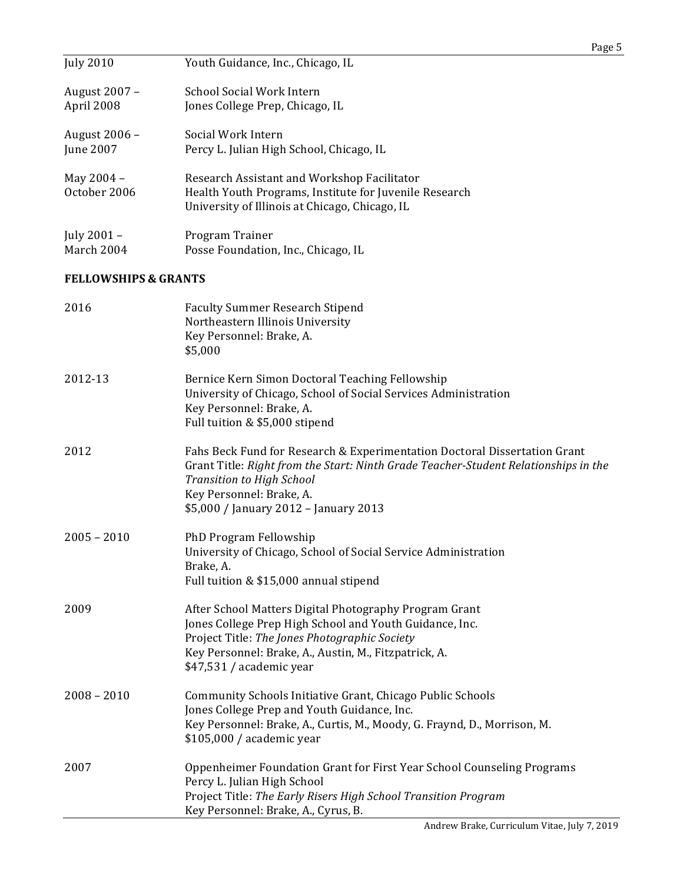July 2010 — Youth Guidance, Inc., Chicago, IL

August 2007 – April 2008 — School Social Work Intern
Jones College Prep, Chicago, IL

August 2006 – June 2007 — Social Work Intern
Percy L. Julian High School, Chicago, IL

May 2004 – October 2006 — Research Assistant and Workshop Facilitator
Health Youth Programs, Institute for Juvenile Research
University of Illinois at Chicago, Chicago, IL

July 2001 – March 2004 — Program Trainer
Posse Foundation, Inc., Chicago, IL

**FELLOWSHIPS & GRANTS**

2016 — Faculty Summer Research Stipend
Northeastern Illinois University
Key Personnel: Brake, A.
$5,000

2012-13 — Bernice Kern Simon Doctoral Teaching Fellowship
University of Chicago, School of Social Services Administration
Key Personnel: Brake, A.
Full tuition & $5,000 stipend

2012 — Fahs Beck Fund for Research & Experimentation Doctoral Dissertation Grant
Grant Title: *Right from the Start: Ninth Grade Teacher-Student Relationships in the Transition to High School*
Key Personnel: Brake, A.
$5,000 / January 2012 – January 2013

2005 – 2010 — PhD Program Fellowship
University of Chicago, School of Social Service Administration
Brake, A.
Full tuition & $15,000 annual stipend

2009 — After School Matters Digital Photography Program Grant
Jones College Prep High School and Youth Guidance, Inc.
Project Title: *The Jones Photographic Society*
Key Personnel: Brake, A., Austin, M., Fitzpatrick, A.
$47,531 / academic year

2008 – 2010 — Community Schools Initiative Grant, Chicago Public Schools
Jones College Prep and Youth Guidance, Inc.
Key Personnel: Brake, A., Curtis, M., Moody, G. Fraynd, D., Morrison, M.
$105,000 / academic year

2007 — Oppenheimer Foundation Grant for First Year School Counseling Programs
Percy L. Julian High School
Project Title: *The Early Risers High School Transition Program*
Key Personnel: Brake, A., Cyrus, B.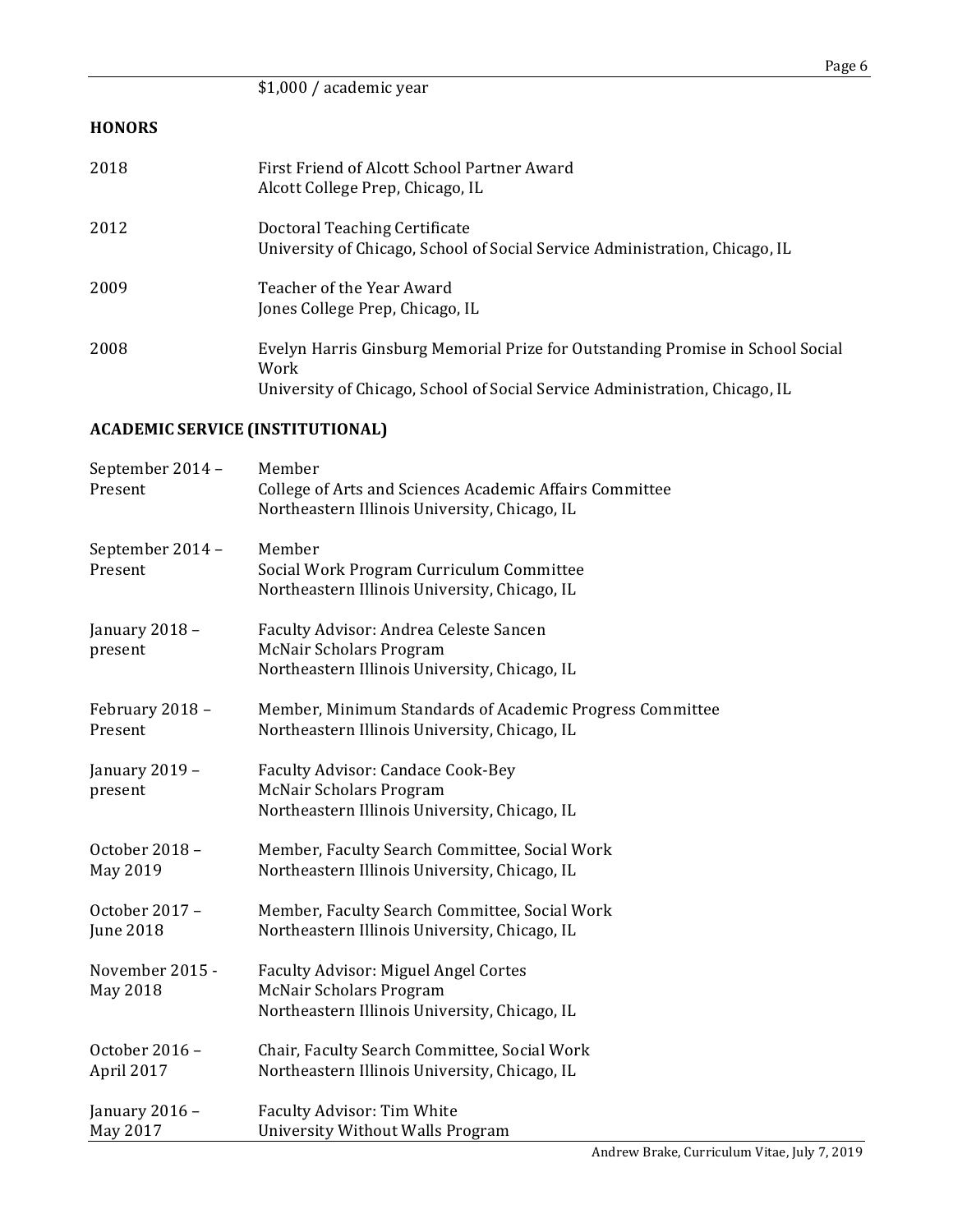$1,000 / academic year

## HONORS

| | |
|---|---|
| 2018 | First Friend of Alcott School Partner Award<br>Alcott College Prep, Chicago, IL |
| 2012 | Doctoral Teaching Certificate<br>University of Chicago, School of Social Service Administration, Chicago, IL |
| 2009 | Teacher of the Year Award<br>Jones College Prep, Chicago, IL |
| 2008 | Evelyn Harris Ginsburg Memorial Prize for Outstanding Promise in School Social Work<br>University of Chicago, School of Social Service Administration, Chicago, IL |

## ACADEMIC SERVICE (INSTITUTIONAL)

| | |
|---|---|
| September 2014 – Present | Member<br>College of Arts and Sciences Academic Affairs Committee<br>Northeastern Illinois University, Chicago, IL |
| September 2014 – Present | Member<br>Social Work Program Curriculum Committee<br>Northeastern Illinois University, Chicago, IL |
| January 2018 – present | Faculty Advisor: Andrea Celeste Sancen<br>McNair Scholars Program<br>Northeastern Illinois University, Chicago, IL |
| February 2018 – Present | Member, Minimum Standards of Academic Progress Committee<br>Northeastern Illinois University, Chicago, IL |
| January 2019 – present | Faculty Advisor: Candace Cook-Bey<br>McNair Scholars Program<br>Northeastern Illinois University, Chicago, IL |
| October 2018 – May 2019 | Member, Faculty Search Committee, Social Work<br>Northeastern Illinois University, Chicago, IL |
| October 2017 – June 2018 | Member, Faculty Search Committee, Social Work<br>Northeastern Illinois University, Chicago, IL |
| November 2015 - May 2018 | Faculty Advisor: Miguel Angel Cortes<br>McNair Scholars Program<br>Northeastern Illinois University, Chicago, IL |
| October 2016 – April 2017 | Chair, Faculty Search Committee, Social Work<br>Northeastern Illinois University, Chicago, IL |
| January 2016 – May 2017 | Faculty Advisor: Tim White<br>University Without Walls Program |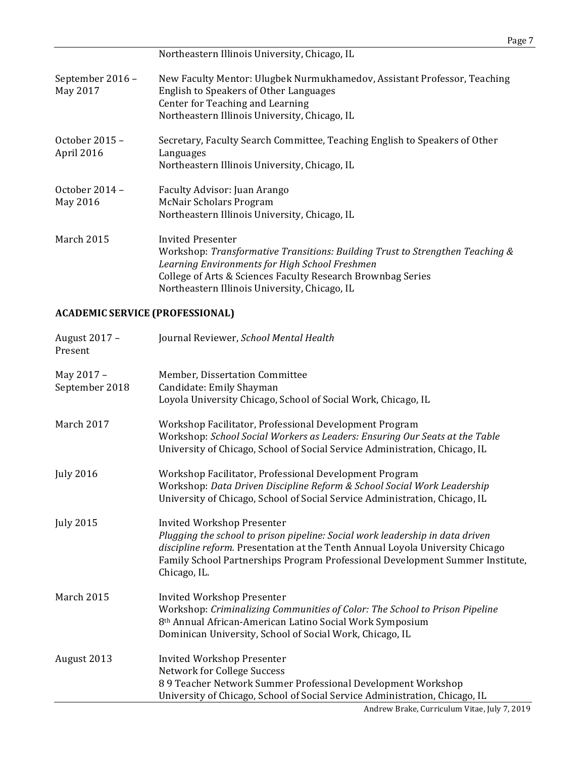Northeastern Illinois University, Chicago, IL

September 2016 – May 2017 | New Faculty Mentor: Ulugbek Nurmukhamedov, Assistant Professor, Teaching English to Speakers of Other Languages
Center for Teaching and Learning
Northeastern Illinois University, Chicago, IL

October 2015 – April 2016 | Secretary, Faculty Search Committee, Teaching English to Speakers of Other Languages
Northeastern Illinois University, Chicago, IL

October 2014 – May 2016 | Faculty Advisor: Juan Arango
McNair Scholars Program
Northeastern Illinois University, Chicago, IL

March 2015 | Invited Presenter
Workshop: *Transformative Transitions: Building Trust to Strengthen Teaching & Learning Environments for High School Freshmen*
College of Arts & Sciences Faculty Research Brownbag Series
Northeastern Illinois University, Chicago, IL

## ACADEMIC SERVICE (PROFESSIONAL)

August 2017 – Present | Journal Reviewer, *School Mental Health*

May 2017 – September 2018 | Member, Dissertation Committee
Candidate: Emily Shayman
Loyola University Chicago, School of Social Work, Chicago, IL

March 2017 | Workshop Facilitator, Professional Development Program
Workshop: *School Social Workers as Leaders: Ensuring Our Seats at the Table*
University of Chicago, School of Social Service Administration, Chicago, IL

July 2016 | Workshop Facilitator, Professional Development Program
Workshop: *Data Driven Discipline Reform & School Social Work Leadership*
University of Chicago, School of Social Service Administration, Chicago, IL

July 2015 | Invited Workshop Presenter
*Plugging the school to prison pipeline: Social work leadership in data driven discipline reform.* Presentation at the Tenth Annual Loyola University Chicago Family School Partnerships Program Professional Development Summer Institute, Chicago, IL.

March 2015 | Invited Workshop Presenter
Workshop: *Criminalizing Communities of Color: The School to Prison Pipeline*
8th Annual African-American Latino Social Work Symposium
Dominican University, School of Social Work, Chicago, IL

August 2013 | Invited Workshop Presenter
Network for College Success
8 9 Teacher Network Summer Professional Development Workshop
University of Chicago, School of Social Service Administration, Chicago, IL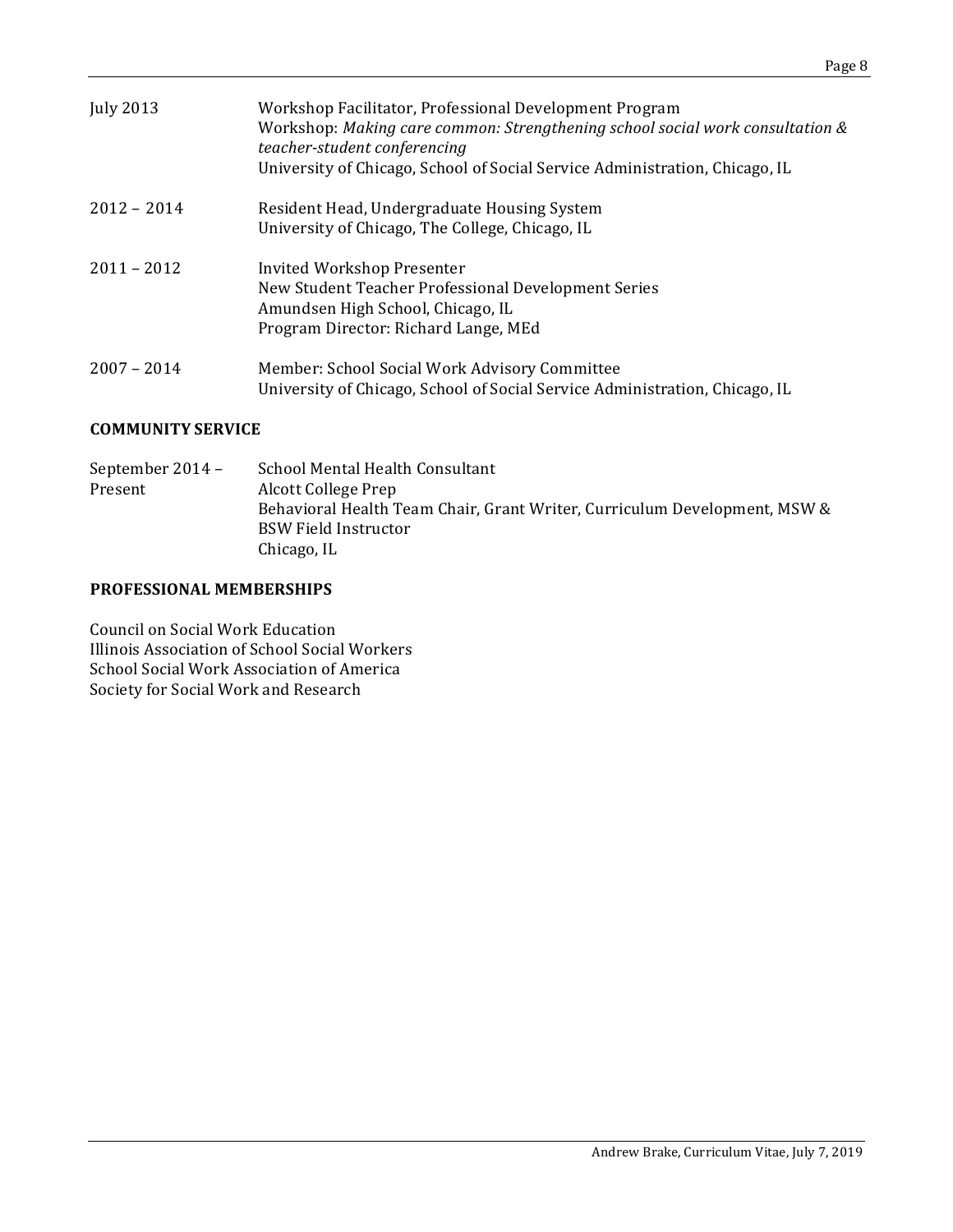| | |
|---|---|
| July 2013 | Workshop Facilitator, Professional Development Program<br>Workshop: *Making care common: Strengthening school social work consultation & teacher-student conferencing*<br>University of Chicago, School of Social Service Administration, Chicago, IL |
| 2012 – 2014 | Resident Head, Undergraduate Housing System<br>University of Chicago, The College, Chicago, IL |
| 2011 – 2012 | Invited Workshop Presenter<br>New Student Teacher Professional Development Series<br>Amundsen High School, Chicago, IL<br>Program Director: Richard Lange, MEd |
| 2007 – 2014 | Member: School Social Work Advisory Committee<br>University of Chicago, School of Social Service Administration, Chicago, IL |

**COMMUNITY SERVICE**

| | |
|---|---|
| September 2014 – Present | School Mental Health Consultant<br>Alcott College Prep<br>Behavioral Health Team Chair, Grant Writer, Curriculum Development, MSW & BSW Field Instructor<br>Chicago, IL |

**PROFESSIONAL MEMBERSHIPS**

Council on Social Work Education
Illinois Association of School Social Workers
School Social Work Association of America
Society for Social Work and Research